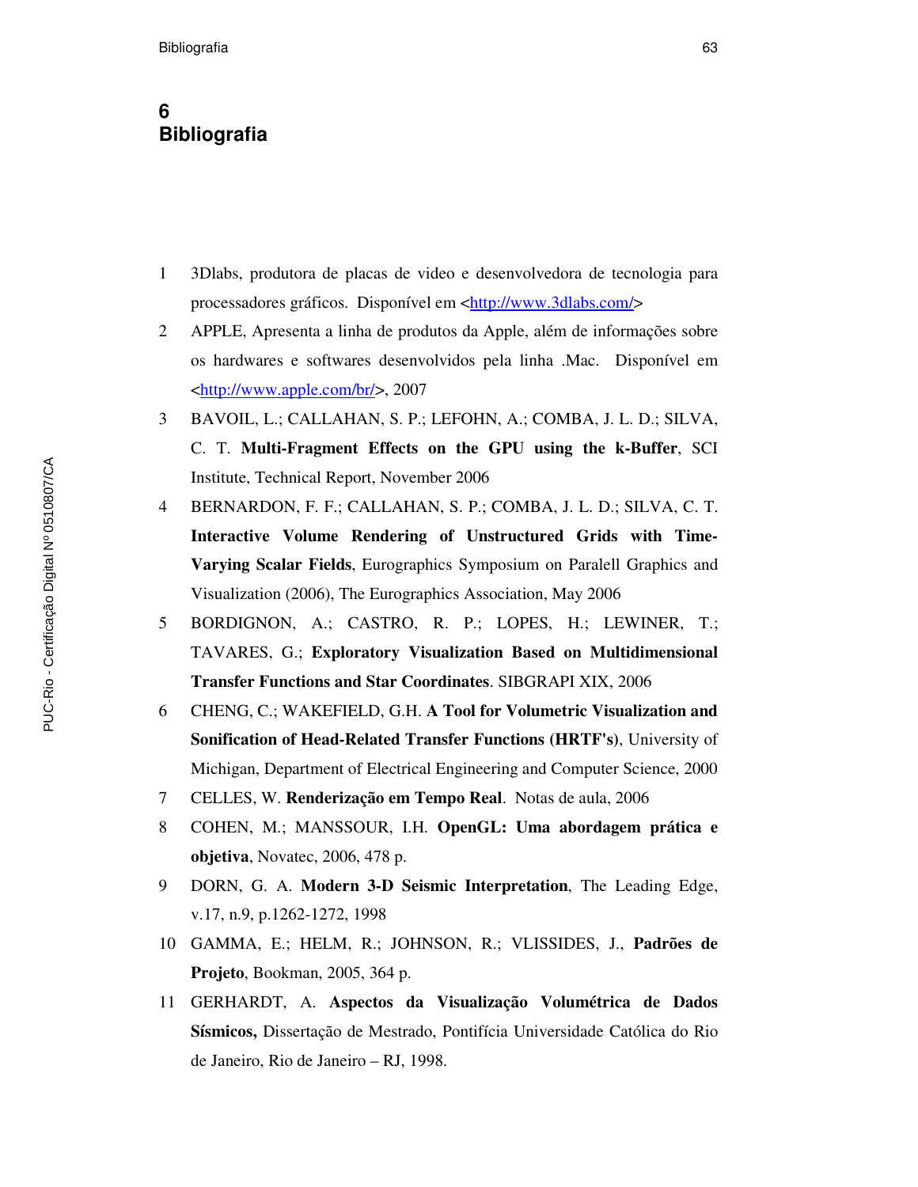# 6 Bibliografia

1 3Dlabs, produtora de placas de video e desenvolvedora de tecnologia para processadores gráficos. Disponível em <http://www.3dlabs.com/>

2 APPLE, Apresenta a linha de produtos da Apple, além de informações sobre os hardwares e softwares desenvolvidos pela linha .Mac. Disponível em <http://www.apple.com/br/>, 2007

3 BAVOIL, L.; CALLAHAN, S. P.; LEFOHN, A.; COMBA, J. L. D.; SILVA, C. T. **Multi-Fragment Effects on the GPU using the k-Buffer**, SCI Institute, Technical Report, November 2006

4 BERNARDON, F. F.; CALLAHAN, S. P.; COMBA, J. L. D.; SILVA, C. T. **Interactive Volume Rendering of Unstructured Grids with Time-Varying Scalar Fields**, Eurographics Symposium on Paralell Graphics and Visualization (2006), The Eurographics Association, May 2006

5 BORDIGNON, A.; CASTRO, R. P.; LOPES, H.; LEWINER, T.; TAVARES, G.; **Exploratory Visualization Based on Multidimensional Transfer Functions and Star Coordinates**. SIBGRAPI XIX, 2006

6 CHENG, C.; WAKEFIELD, G.H. **A Tool for Volumetric Visualization and Sonification of Head-Related Transfer Functions (HRTF's)**, University of Michigan, Department of Electrical Engineering and Computer Science, 2000

7 CELLES, W. **Renderização em Tempo Real**. Notas de aula, 2006

8 COHEN, M.; MANSSOUR, I.H. **OpenGL: Uma abordagem prática e objetiva**, Novatec, 2006, 478 p.

9 DORN, G. A. **Modern 3-D Seismic Interpretation**, The Leading Edge, v.17, n.9, p.1262-1272, 1998

10 GAMMA, E.; HELM, R.; JOHNSON, R.; VLISSIDES, J., **Padrões de Projeto**, Bookman, 2005, 364 p.

11 GERHARDT, A. **Aspectos da Visualização Volumétrica de Dados Sísmicos,** Dissertação de Mestrado, Pontifícia Universidade Católica do Rio de Janeiro, Rio de Janeiro – RJ, 1998.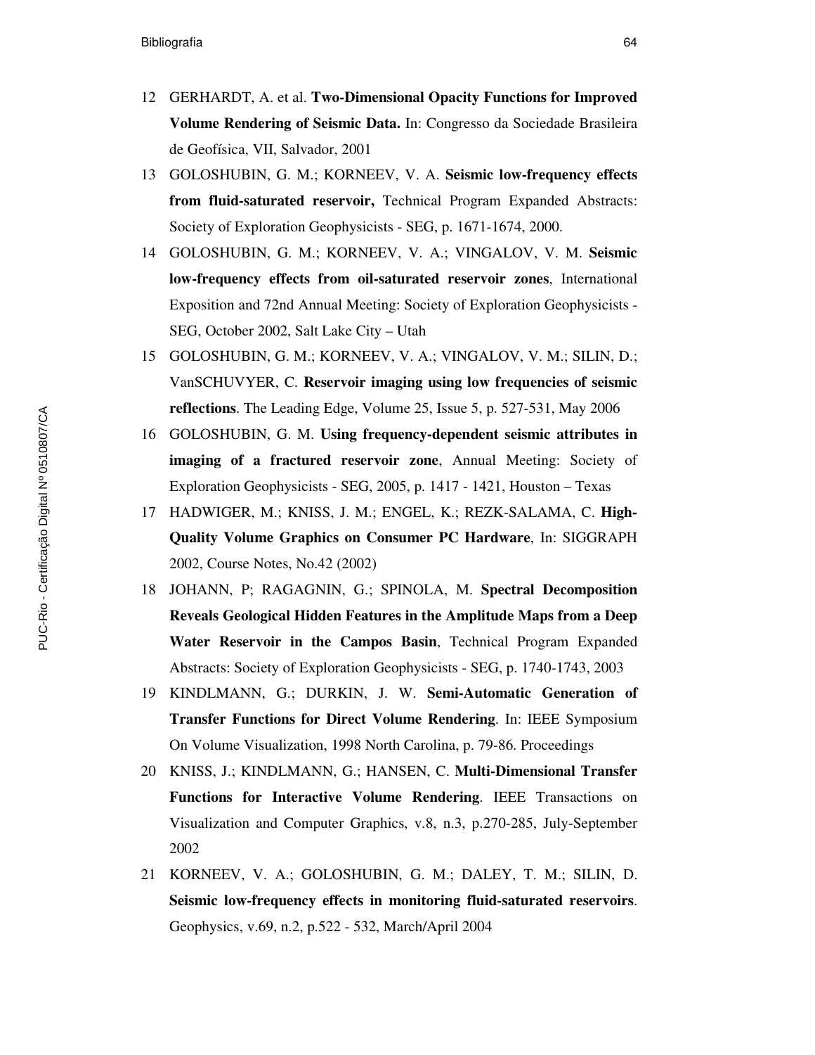12 GERHARDT, A. et al. **Two-Dimensional Opacity Functions for Improved Volume Rendering of Seismic Data.** In: Congresso da Sociedade Brasileira de Geofísica, VII, Salvador, 2001

13 GOLOSHUBIN, G. M.; KORNEEV, V. A. **Seismic low-frequency effects from fluid-saturated reservoir,** Technical Program Expanded Abstracts: Society of Exploration Geophysicists - SEG, p. 1671-1674, 2000.

14 GOLOSHUBIN, G. M.; KORNEEV, V. A.; VINGALOV, V. M. **Seismic low-frequency effects from oil-saturated reservoir zones**, International Exposition and 72nd Annual Meeting: Society of Exploration Geophysicists - SEG, October 2002, Salt Lake City – Utah

15 GOLOSHUBIN, G. M.; KORNEEV, V. A.; VINGALOV, V. M.; SILIN, D.; VanSCHUVYER, C. **Reservoir imaging using low frequencies of seismic reflections**. The Leading Edge, Volume 25, Issue 5, p. 527-531, May 2006

16 GOLOSHUBIN, G. M. **Using frequency-dependent seismic attributes in imaging of a fractured reservoir zone**, Annual Meeting: Society of Exploration Geophysicists - SEG, 2005, p. 1417 - 1421, Houston – Texas

17 HADWIGER, M.; KNISS, J. M.; ENGEL, K.; REZK-SALAMA, C. **High-Quality Volume Graphics on Consumer PC Hardware**, In: SIGGRAPH 2002, Course Notes, No.42 (2002)

18 JOHANN, P; RAGAGNIN, G.; SPINOLA, M. **Spectral Decomposition Reveals Geological Hidden Features in the Amplitude Maps from a Deep Water Reservoir in the Campos Basin**, Technical Program Expanded Abstracts: Society of Exploration Geophysicists - SEG, p. 1740-1743, 2003

19 KINDLMANN, G.; DURKIN, J. W. **Semi-Automatic Generation of Transfer Functions for Direct Volume Rendering**. In: IEEE Symposium On Volume Visualization, 1998 North Carolina, p. 79-86. Proceedings

20 KNISS, J.; KINDLMANN, G.; HANSEN, C. **Multi-Dimensional Transfer Functions for Interactive Volume Rendering**. IEEE Transactions on Visualization and Computer Graphics, v.8, n.3, p.270-285, July-September 2002

21 KORNEEV, V. A.; GOLOSHUBIN, G. M.; DALEY, T. M.; SILIN, D. **Seismic low-frequency effects in monitoring fluid-saturated reservoirs**. Geophysics, v.69, n.2, p.522 - 532, March/April 2004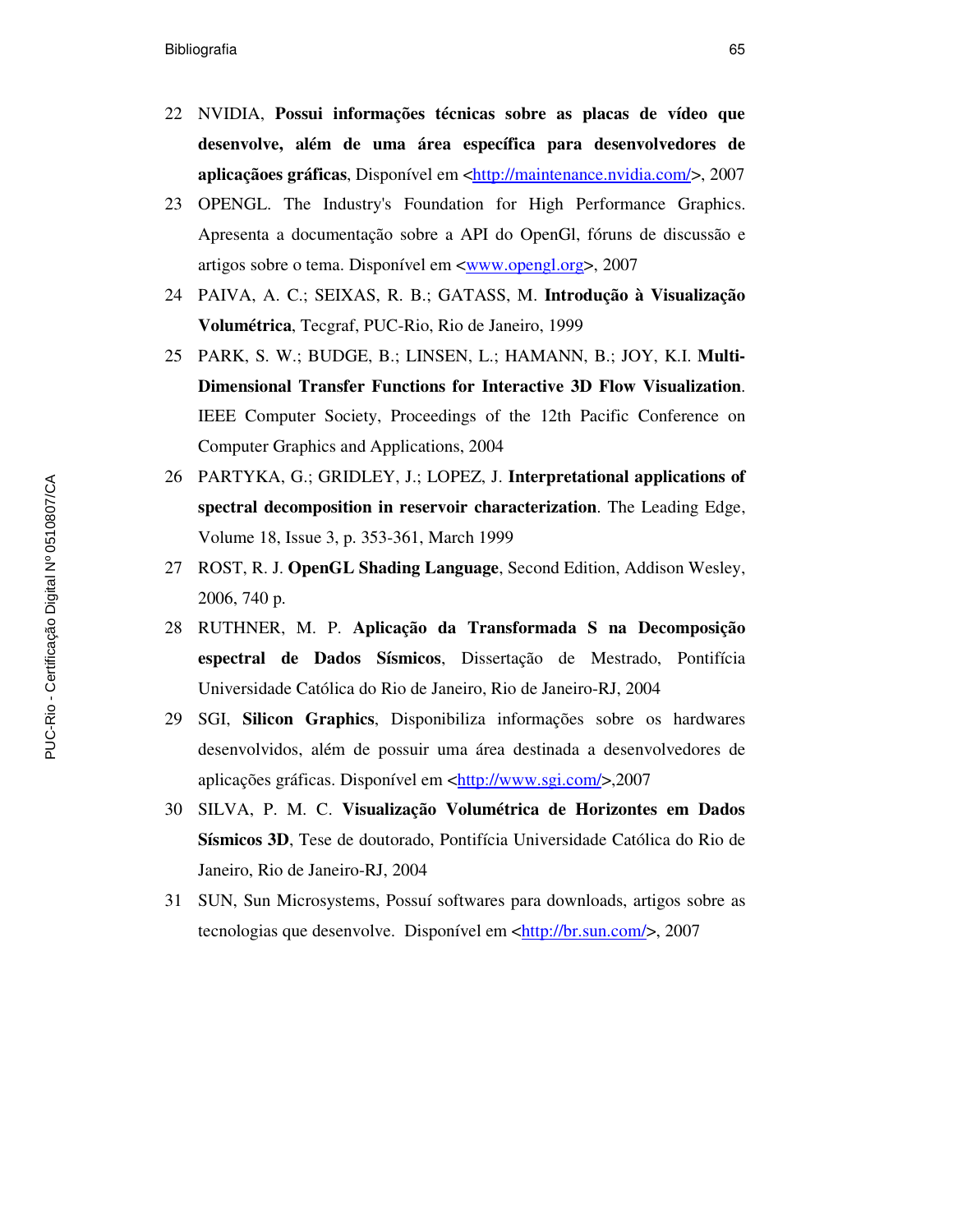22 NVIDIA, **Possui informações técnicas sobre as placas de vídeo que desenvolve, além de uma área específica para desenvolvedores de aplicaçãoes gráficas**, Disponível em <http://maintenance.nvidia.com/>, 2007

23 OPENGL. The Industry's Foundation for High Performance Graphics. Apresenta a documentação sobre a API do OpenGl, fóruns de discussão e artigos sobre o tema. Disponível em <www.opengl.org>, 2007

24 PAIVA, A. C.; SEIXAS, R. B.; GATASS, M. **Introdução à Visualização Volumétrica**, Tecgraf, PUC-Rio, Rio de Janeiro, 1999

25 PARK, S. W.; BUDGE, B.; LINSEN, L.; HAMANN, B.; JOY, K.I. **Multi-Dimensional Transfer Functions for Interactive 3D Flow Visualization**. IEEE Computer Society, Proceedings of the 12th Pacific Conference on Computer Graphics and Applications, 2004

26 PARTYKA, G.; GRIDLEY, J.; LOPEZ, J. **Interpretational applications of spectral decomposition in reservoir characterization**. The Leading Edge, Volume 18, Issue 3, p. 353-361, March 1999

27 ROST, R. J. **OpenGL Shading Language**, Second Edition, Addison Wesley, 2006, 740 p.

28 RUTHNER, M. P. **Aplicação da Transformada S na Decomposição espectral de Dados Sísmicos**, Dissertação de Mestrado, Pontifícia Universidade Católica do Rio de Janeiro, Rio de Janeiro-RJ, 2004

29 SGI, **Silicon Graphics**, Disponibiliza informações sobre os hardwares desenvolvidos, além de possuir uma área destinada a desenvolvedores de aplicações gráficas. Disponível em <http://www.sgi.com/>,2007

30 SILVA, P. M. C. **Visualização Volumétrica de Horizontes em Dados Sísmicos 3D**, Tese de doutorado, Pontifícia Universidade Católica do Rio de Janeiro, Rio de Janeiro-RJ, 2004

31 SUN, Sun Microsystems, Possuí softwares para downloads, artigos sobre as tecnologias que desenvolve. Disponível em <http://br.sun.com/>, 2007